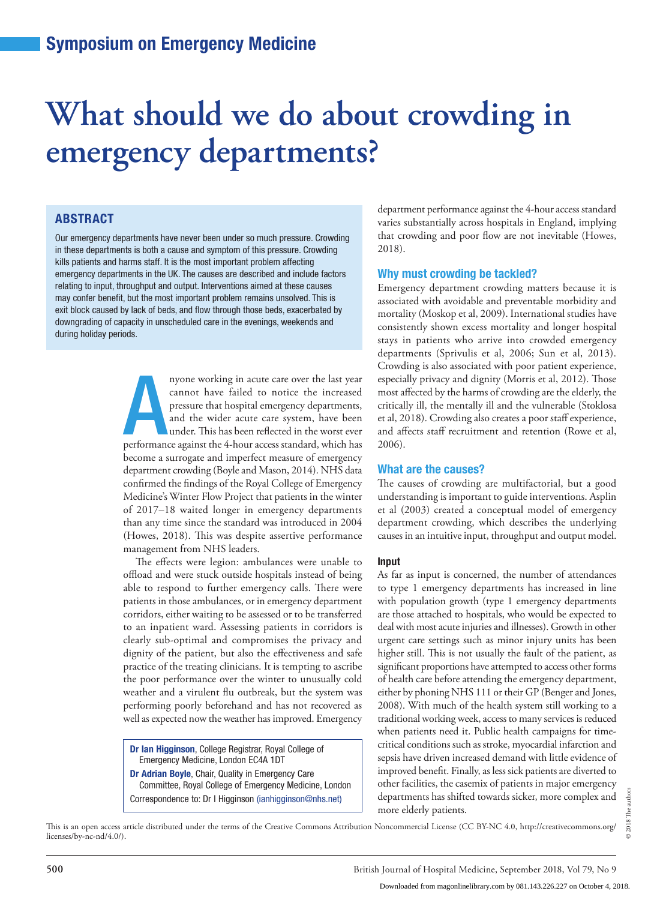## Symposium on Emergency Medicine

# What should we do about crowding in emergency departments?

## ABSTRACT

Our emergency departments have never been under so much pressure. Crowding in these departments is both a cause and symptom of this pressure. Crowding kills patients and harms staff. It is the most important problem affecting emergency departments in the UK. The causes are described and include factors relating to input, throughput and output. Interventions aimed at these causes may confer benefit, but the most important problem remains unsolved. This is exit block caused by lack of beds, and flow through those beds, exacerbated by downgrading of capacity in unscheduled care in the evenings, weekends and during holiday periods.

Anyone working in acute care over the last year cannot have failed to notice the increased pressure that hospital emergency departments, and the wider acute care system, have been under. This has been reflected in the worst ever performance against the 4-hour access standard, which has become a surrogate and imperfect measure of emergency department crowding (Boyle and Mason, 2014). NHS data confirmed the findings of the Royal College of Emergency Medicine's Winter Flow Project that patients in the winter of 2017–18 waited longer in emergency departments than any time since the standard was introduced in 2004 (Howes, 2018). This was despite assertive performance management from NHS leaders.

The effects were legion: ambulances were unable to offload and were stuck outside hospitals instead of being able to respond to further emergency calls. There were patients in those ambulances, or in emergency department corridors, either waiting to be assessed or to be transferred to an inpatient ward. Assessing patients in corridors is clearly sub-optimal and compromises the privacy and dignity of the patient, but also the effectiveness and safe practice of the treating clinicians. It is tempting to ascribe the poor performance over the winter to unusually cold weather and a virulent flu outbreak, but the system was performing poorly beforehand and has not recovered as well as expected now the weather has improved. Emergency department performance against the 4-hour access standard varies substantially across hospitals in England, implying that crowding and poor flow are not inevitable (Howes, 2018).

**Dr Ian Higginson**, College Registrar, Royal College of Emergency Medicine, London EC4A 1DT

**Dr Adrian Boyle**, Chair, Quality in Emergency Care Committee, Royal College of Emergency Medicine, London

Correspondence to: Dr I Higginson (ianhigginson@nhs.net)

### Why must crowding be tackled?

Emergency department crowding matters because it is associated with avoidable and preventable morbidity and mortality (Moskop et al, 2009). International studies have consistently shown excess mortality and longer hospital stays in patients who arrive into crowded emergency departments (Sprivulis et al, 2006; Sun et al, 2013). Crowding is also associated with poor patient experience, especially privacy and dignity (Morris et al, 2012). Those most affected by the harms of crowding are the elderly, the critically ill, the mentally ill and the vulnerable (Stoklosa et al, 2018). Crowding also creates a poor staff experience, and affects staff recruitment and retention (Rowe et al, 2006).

### What are the causes?

The causes of crowding are multifactorial, but a good understanding is important to guide interventions. Asplin et al (2003) created a conceptual model of emergency department crowding, which describes the underlying causes in an intuitive input, throughput and output model.

#### Input

As far as input is concerned, the number of attendances to type 1 emergency departments has increased in line with population growth (type 1 emergency departments are those attached to hospitals, who would be expected to deal with most acute injuries and illnesses). Growth in other urgent care settings such as minor injury units has been higher still. This is not usually the fault of the patient, as significant proportions have attempted to access other forms of health care before attending the emergency department, either by phoning NHS 111 or their GP (Benger and Jones, 2008). With much of the health system still working to a traditional working week, access to many services is reduced when patients need it. Public health campaigns for time-critical conditions such as stroke, myocardial infarction and sepsis have driven increased demand with little evidence of improved benefit. Finally, as less sick patients are diverted to other facilities, the casemix of patients in major emergency departments has shifted towards sicker, more complex and more elderly patients.

This is an open access article distributed under the terms of the Creative Commons Attribution Noncommercial License (CC BY-NC 4.0, http://creativecommons.org/licenses/by-nc-nd/4.0/).

© 2018 The authors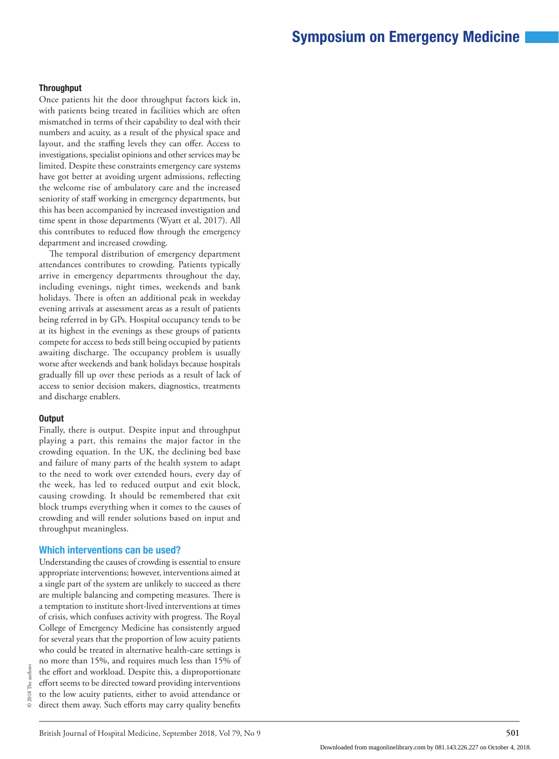### Throughput

Once patients hit the door throughput factors kick in, with patients being treated in facilities which are often mismatched in terms of their capability to deal with their numbers and acuity, as a result of the physical space and layout, and the staffing levels they can offer. Access to investigations, specialist opinions and other services may be limited. Despite these constraints emergency care systems have got better at avoiding urgent admissions, reflecting the welcome rise of ambulatory care and the increased seniority of staff working in emergency departments, but this has been accompanied by increased investigation and time spent in those departments (Wyatt et al, 2017). All this contributes to reduced flow through the emergency department and increased crowding.

The temporal distribution of emergency department attendances contributes to crowding. Patients typically arrive in emergency departments throughout the day, including evenings, night times, weekends and bank holidays. There is often an additional peak in weekday evening arrivals at assessment areas as a result of patients being referred in by GPs. Hospital occupancy tends to be at its highest in the evenings as these groups of patients compete for access to beds still being occupied by patients awaiting discharge. The occupancy problem is usually worse after weekends and bank holidays because hospitals gradually fill up over these periods as a result of lack of access to senior decision makers, diagnostics, treatments and discharge enablers.

### Output

Finally, there is output. Despite input and throughput playing a part, this remains the major factor in the crowding equation. In the UK, the declining bed base and failure of many parts of the health system to adapt to the need to work over extended hours, every day of the week, has led to reduced output and exit block, causing crowding. It should be remembered that exit block trumps everything when it comes to the causes of crowding and will render solutions based on input and throughput meaningless.

## Which interventions can be used?

Understanding the causes of crowding is essential to ensure appropriate interventions; however, interventions aimed at a single part of the system are unlikely to succeed as there are multiple balancing and competing measures. There is a temptation to institute short-lived interventions at times of crisis, which confuses activity with progress. The Royal College of Emergency Medicine has consistently argued for several years that the proportion of low acuity patients who could be treated in alternative health-care settings is no more than 15%, and requires much less than 15% of the effort and workload. Despite this, a disproportionate effort seems to be directed toward providing interventions to the low acuity patients, either to avoid attendance or direct them away. Such efforts may carry quality benefits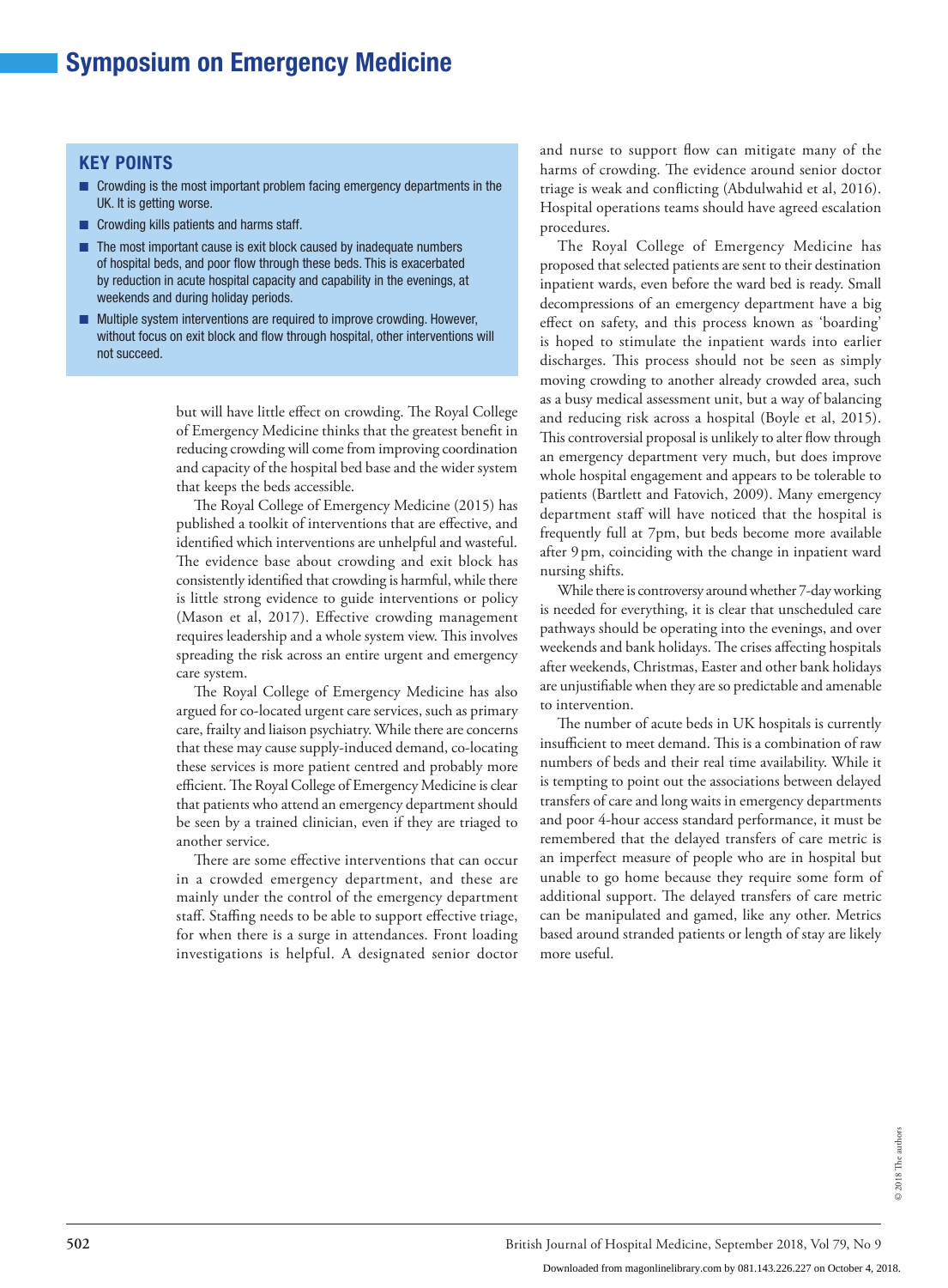## KEY POINTS

- Crowding is the most important problem facing emergency departments in the UK. It is getting worse.
- Crowding kills patients and harms staff.
- The most important cause is exit block caused by inadequate numbers of hospital beds, and poor flow through these beds. This is exacerbated by reduction in acute hospital capacity and capability in the evenings, at weekends and during holiday periods.
- Multiple system interventions are required to improve crowding. However, without focus on exit block and flow through hospital, other interventions will not succeed.

but will have little effect on crowding. The Royal College of Emergency Medicine thinks that the greatest benefit in reducing crowding will come from improving coordination and capacity of the hospital bed base and the wider system that keeps the beds accessible.

The Royal College of Emergency Medicine (2015) has published a toolkit of interventions that are effective, and identified which interventions are unhelpful and wasteful. The evidence base about crowding and exit block has consistently identified that crowding is harmful, while there is little strong evidence to guide interventions or policy (Mason et al, 2017). Effective crowding management requires leadership and a whole system view. This involves spreading the risk across an entire urgent and emergency care system.

The Royal College of Emergency Medicine has also argued for co-located urgent care services, such as primary care, frailty and liaison psychiatry. While there are concerns that these may cause supply-induced demand, co-locating these services is more patient centred and probably more efficient. The Royal College of Emergency Medicine is clear that patients who attend an emergency department should be seen by a trained clinician, even if they are triaged to another service.

There are some effective interventions that can occur in a crowded emergency department, and these are mainly under the control of the emergency department staff. Staffing needs to be able to support effective triage, for when there is a surge in attendances. Front loading investigations is helpful. A designated senior doctor and nurse to support flow can mitigate many of the harms of crowding. The evidence around senior doctor triage is weak and conflicting (Abdulwahid et al, 2016). Hospital operations teams should have agreed escalation procedures.

The Royal College of Emergency Medicine has proposed that selected patients are sent to their destination inpatient wards, even before the ward bed is ready. Small decompressions of an emergency department have a big effect on safety, and this process known as 'boarding' is hoped to stimulate the inpatient wards into earlier discharges. This process should not be seen as simply moving crowding to another already crowded area, such as a busy medical assessment unit, but a way of balancing and reducing risk across a hospital (Boyle et al, 2015). This controversial proposal is unlikely to alter flow through an emergency department very much, but does improve whole hospital engagement and appears to be tolerable to patients (Bartlett and Fatovich, 2009). Many emergency department staff will have noticed that the hospital is frequently full at 7pm, but beds become more available after 9 pm, coinciding with the change in inpatient ward nursing shifts.

While there is controversy around whether 7-day working is needed for everything, it is clear that unscheduled care pathways should be operating into the evenings, and over weekends and bank holidays. The crises affecting hospitals after weekends, Christmas, Easter and other bank holidays are unjustifiable when they are so predictable and amenable to intervention.

The number of acute beds in UK hospitals is currently insufficient to meet demand. This is a combination of raw numbers of beds and their real time availability. While it is tempting to point out the associations between delayed transfers of care and long waits in emergency departments and poor 4-hour access standard performance, it must be remembered that the delayed transfers of care metric is an imperfect measure of people who are in hospital but unable to go home because they require some form of additional support. The delayed transfers of care metric can be manipulated and gamed, like any other. Metrics based around stranded patients or length of stay are likely more useful.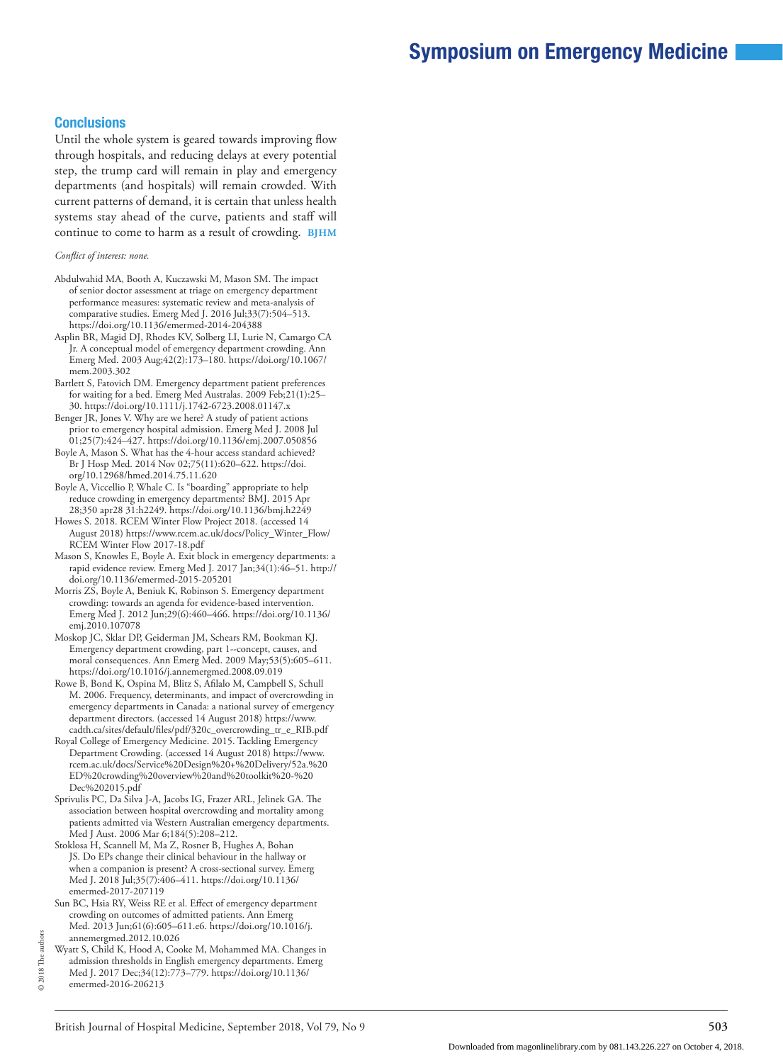## Conclusions

Until the whole system is geared towards improving flow through hospitals, and reducing delays at every potential step, the trump card will remain in play and emergency departments (and hospitals) will remain crowded. With current patterns of demand, it is certain that unless health systems stay ahead of the curve, patients and staff will continue to come to harm as a result of crowding. **BJHM**

*Conflict of interest: none.*

Abdulwahid MA, Booth A, Kuczawski M, Mason SM. The impact of senior doctor assessment at triage on emergency department performance measures: systematic review and meta-analysis of comparative studies. Emerg Med J. 2016 Jul;33(7):504–513. https://doi.org/10.1136/emermed-2014-204388

Asplin BR, Magid DJ, Rhodes KV, Solberg LI, Lurie N, Camargo CA Jr. A conceptual model of emergency department crowding. Ann Emerg Med. 2003 Aug;42(2):173–180. https://doi.org/10.1067/mem.2003.302

Bartlett S, Fatovich DM. Emergency department patient preferences for waiting for a bed. Emerg Med Australas. 2009 Feb;21(1):25–30. https://doi.org/10.1111/j.1742-6723.2008.01147.x

Benger JR, Jones V. Why are we here? A study of patient actions prior to emergency hospital admission. Emerg Med J. 2008 Jul 01;25(7):424–427. https://doi.org/10.1136/emj.2007.050856

Boyle A, Mason S. What has the 4-hour access standard achieved? Br J Hosp Med. 2014 Nov 02;75(11):620–622. https://doi.org/10.12968/hmed.2014.75.11.620

Boyle A, Viccellio P, Whale C. Is "boarding" appropriate to help reduce crowding in emergency departments? BMJ. 2015 Apr 28;350 apr28 31:h2249. https://doi.org/10.1136/bmj.h2249

Howes S. 2018. RCEM Winter Flow Project 2018. (accessed 14 August 2018) https://www.rcem.ac.uk/docs/Policy_Winter_Flow/RCEM Winter Flow 2017-18.pdf

Mason S, Knowles E, Boyle A. Exit block in emergency departments: a rapid evidence review. Emerg Med J. 2017 Jan;34(1):46–51. http://doi.org/10.1136/emermed-2015-205201

Morris ZS, Boyle A, Beniuk K, Robinson S. Emergency department crowding: towards an agenda for evidence-based intervention. Emerg Med J. 2012 Jun;29(6):460–466. https://doi.org/10.1136/emj.2010.107078

Moskop JC, Sklar DP, Geiderman JM, Schears RM, Bookman KJ. Emergency department crowding, part 1--concept, causes, and moral consequences. Ann Emerg Med. 2009 May;53(5):605–611. https://doi.org/10.1016/j.annemergmed.2008.09.019

Rowe B, Bond K, Ospina M, Blitz S, Afilalo M, Campbell S, Schull M. 2006. Frequency, determinants, and impact of overcrowding in emergency departments in Canada: a national survey of emergency department directors. (accessed 14 August 2018) https://www.cadth.ca/sites/default/files/pdf/320c_overcrowding_tr_e_RIB.pdf

Royal College of Emergency Medicine. 2015. Tackling Emergency Department Crowding. (accessed 14 August 2018) https://www.rcem.ac.uk/docs/Service%20Design%20+%20Delivery/52a.%20ED%20crowding%20overview%20and%20toolkit%20-%20Dec%202015.pdf

Sprivulis PC, Da Silva J-A, Jacobs IG, Frazer ARL, Jelinek GA. The association between hospital overcrowding and mortality among patients admitted via Western Australian emergency departments. Med J Aust. 2006 Mar 6;184(5):208–212.

Stoklosa H, Scannell M, Ma Z, Rosner B, Hughes A, Bohan JS. Do EPs change their clinical behaviour in the hallway or when a companion is present? A cross-sectional survey. Emerg Med J. 2018 Jul;35(7):406–411. https://doi.org/10.1136/emermed-2017-207119

Sun BC, Hsia RY, Weiss RE et al. Effect of emergency department crowding on outcomes of admitted patients. Ann Emerg Med. 2013 Jun;61(6):605–611.e6. https://doi.org/10.1016/j.annemergmed.2012.10.026

Wyatt S, Child K, Hood A, Cooke M, Mohammed MA. Changes in admission thresholds in English emergency departments. Emerg Med J. 2017 Dec;34(12):773–779. https://doi.org/10.1136/emermed-2016-206213